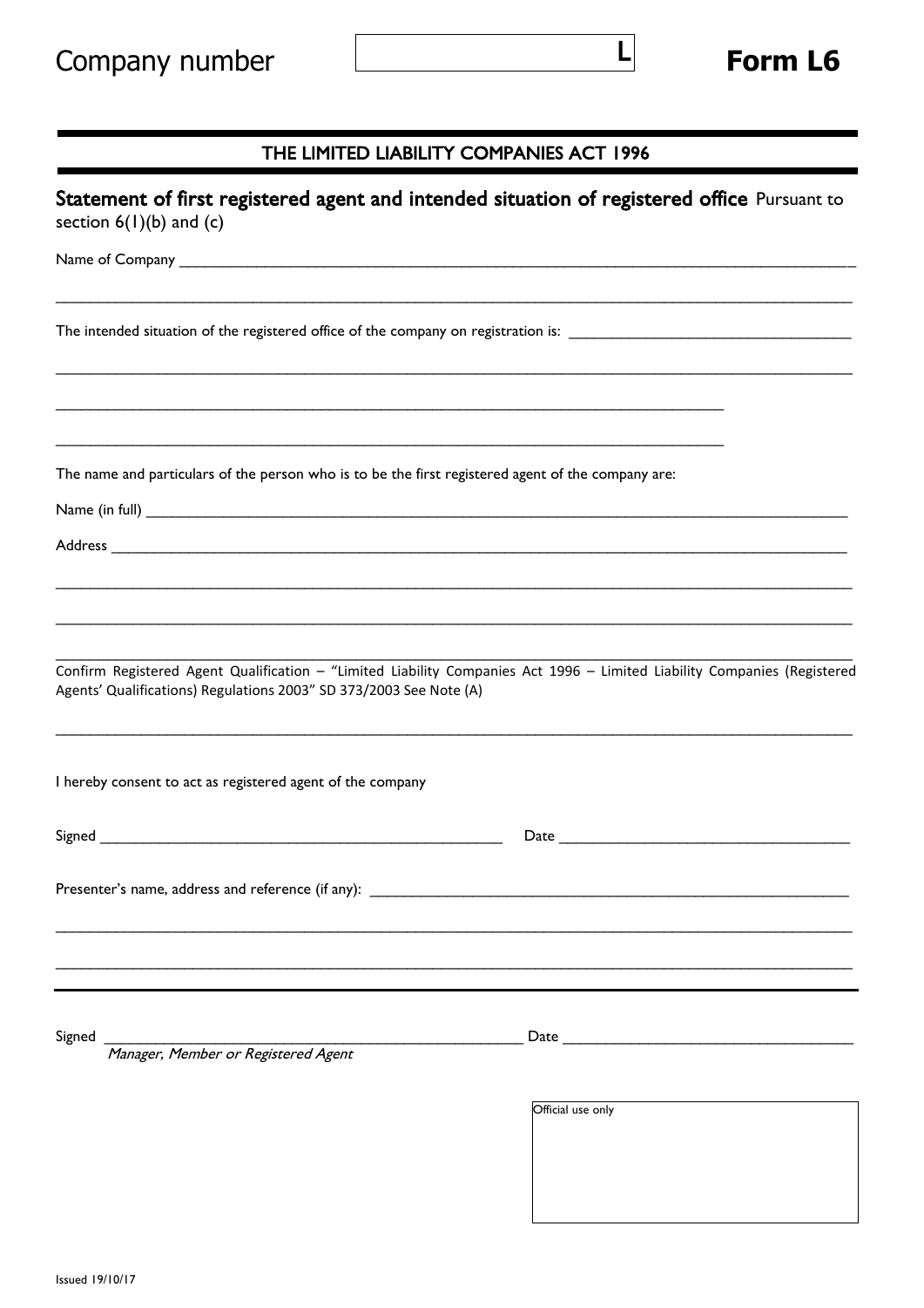Company number L

**Form L6**

## THE LIMITED LIABILITY COMPANIES ACT 1996

### Statement of first registered agent and intended situation of registered office

Pursuant to section 6(1)(b) and (c)

Name of Company ______________________________________________

______________________________________________

The intended situation of the registered office of the company on registration is: ______________________

______________________________________________

______________________________________________

______________________________________________

The name and particulars of the person who is to be the first registered agent of the company are:

Name (in full) ______________________________________________

Address ______________________________________________

______________________________________________

______________________________________________

______________________________________________

Confirm Registered Agent Qualification – "Limited Liability Companies Act 1996 – Limited Liability Companies (Registered Agents' Qualifications) Regulations 2003" SD 373/2003 See Note (A)

______________________________________________

I hereby consent to act as registered agent of the company

Signed ______________________________ Date ______________________

Presenter's name, address and reference (if any): ______________________

______________________________________________

______________________________________________

---

Signed ______________________________ Date ______________________

*Manager, Member or Registered Agent*

| Official use only |
|---|
| |

Issued 19/10/17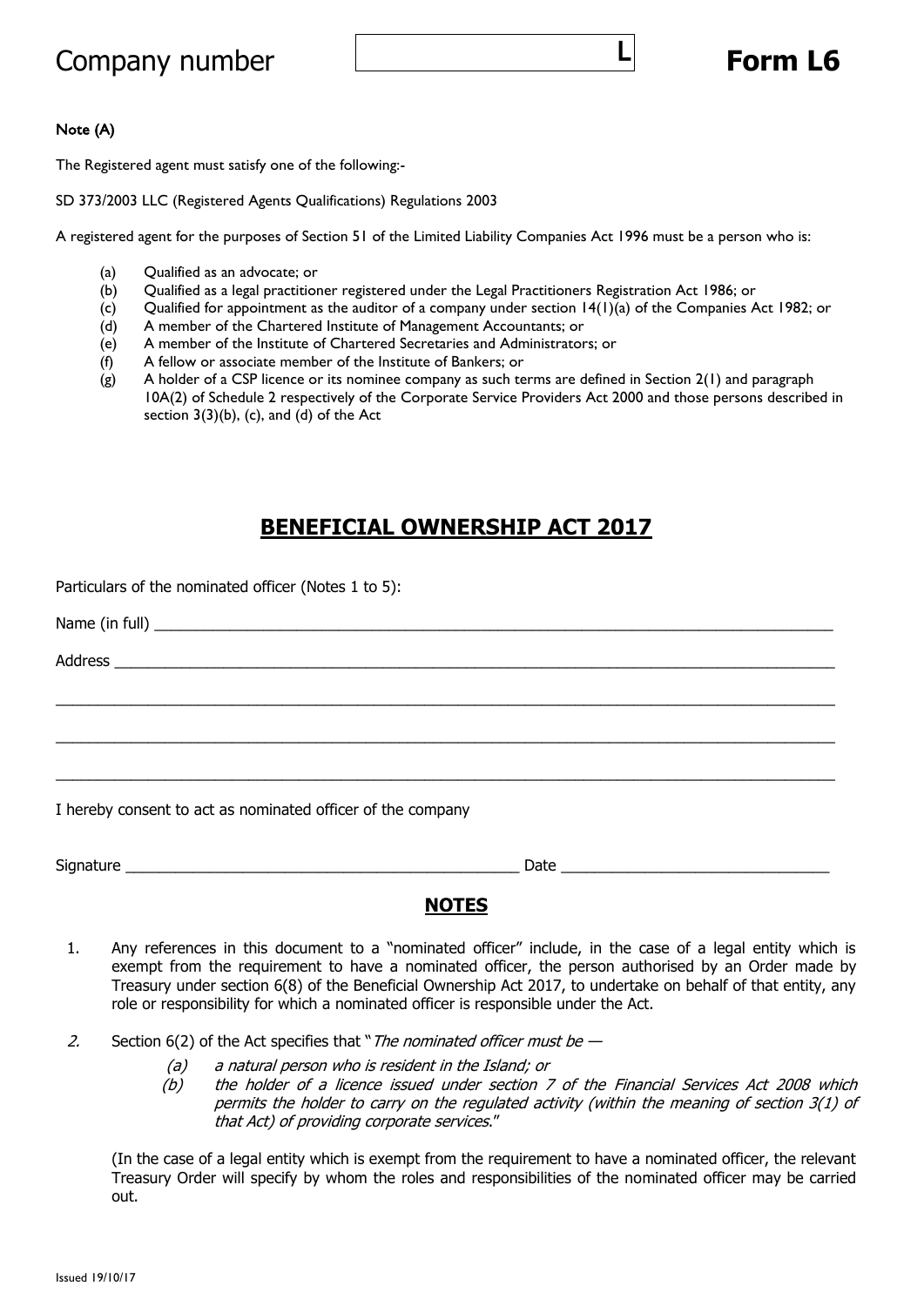Company number L **Form L6**

**Note (A)**

The Registered agent must satisfy one of the following:-

SD 373/2003 LLC (Registered Agents Qualifications) Regulations 2003

A registered agent for the purposes of Section 51 of the Limited Liability Companies Act 1996 must be a person who is:

(a) Qualified as an advocate; or
(b) Qualified as a legal practitioner registered under the Legal Practitioners Registration Act 1986; or
(c) Qualified for appointment as the auditor of a company under section 14(1)(a) of the Companies Act 1982; or
(d) A member of the Chartered Institute of Management Accountants; or
(e) A member of the Institute of Chartered Secretaries and Administrators; or
(f) A fellow or associate member of the Institute of Bankers; or
(g) A holder of a CSP licence or its nominee company as such terms are defined in Section 2(1) and paragraph 10A(2) of Schedule 2 respectively of the Corporate Service Providers Act 2000 and those persons described in section 3(3)(b), (c), and (d) of the Act

## BENEFICIAL OWNERSHIP ACT 2017

Particulars of the nominated officer (Notes 1 to 5):

Name (in full) ______________________________________________

Address ______________________________________________

______________________________________________

______________________________________________

______________________________________________

I hereby consent to act as nominated officer of the company

Signature ______________________________ Date ____________________

## NOTES

1. Any references in this document to a "nominated officer" include, in the case of a legal entity which is exempt from the requirement to have a nominated officer, the person authorised by an Order made by Treasury under section 6(8) of the Beneficial Ownership Act 2017, to undertake on behalf of that entity, any role or responsibility for which a nominated officer is responsible under the Act.

2. Section 6(2) of the Act specifies that "*The nominated officer must be —*
   *(a) a natural person who is resident in the Island; or*
   *(b) the holder of a licence issued under section 7 of the Financial Services Act 2008 which permits the holder to carry on the regulated activity (within the meaning of section 3(1) of that Act) of providing corporate services.*"

   (In the case of a legal entity which is exempt from the requirement to have a nominated officer, the relevant Treasury Order will specify by whom the roles and responsibilities of the nominated officer may be carried out.

Issued 19/10/17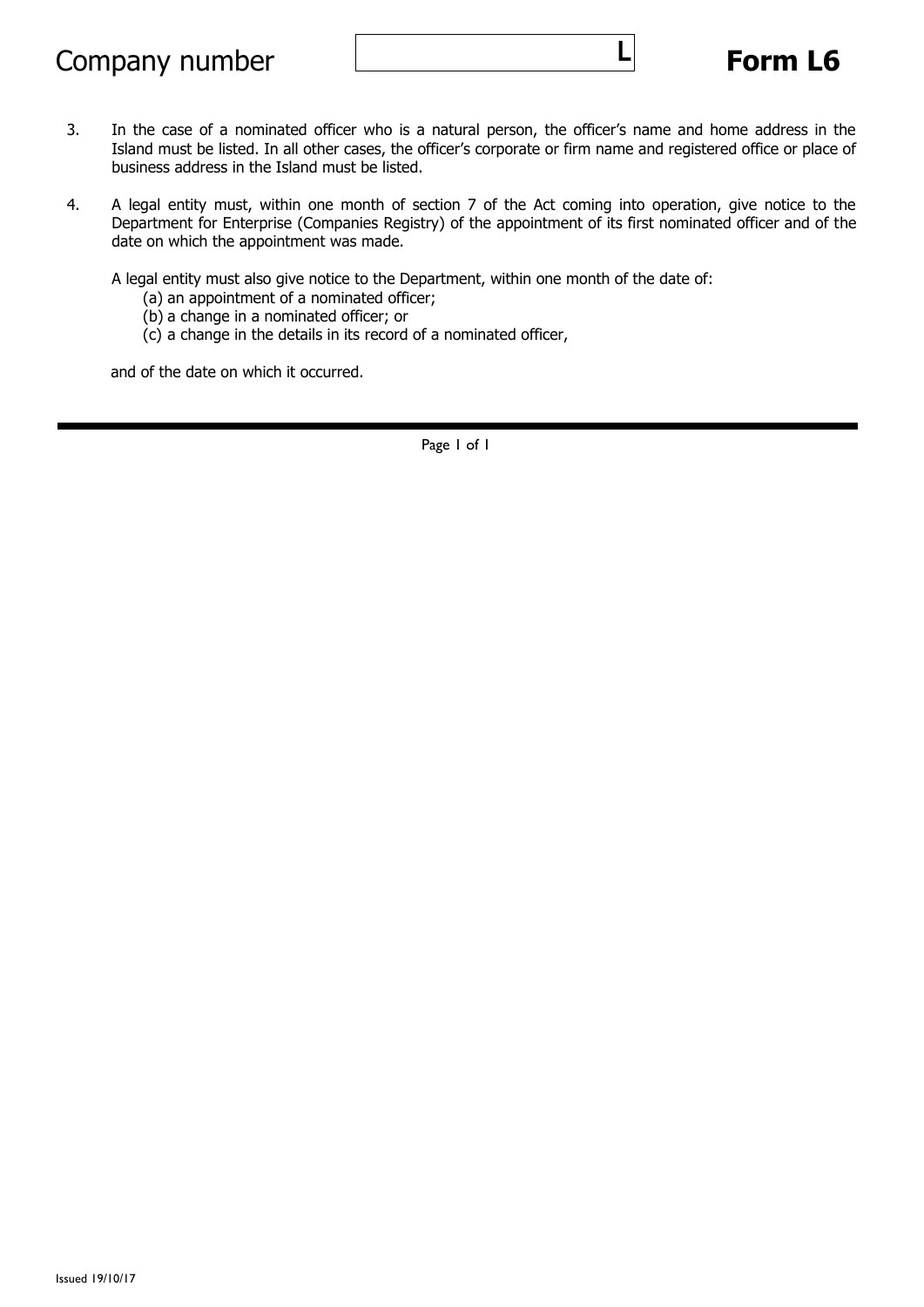Company number | L | **Form L6**

3. In the case of a nominated officer who is a natural person, the officer's name and home address in the Island must be listed. In all other cases, the officer's corporate or firm name and registered office or place of business address in the Island must be listed.

4. A legal entity must, within one month of section 7 of the Act coming into operation, give notice to the Department for Enterprise (Companies Registry) of the appointment of its first nominated officer and of the date on which the appointment was made.

   A legal entity must also give notice to the Department, within one month of the date of:
   (a) an appointment of a nominated officer;
   (b) a change in a nominated officer; or
   (c) a change in the details in its record of a nominated officer,

   and of the date on which it occurred.

Issued 19/10/17